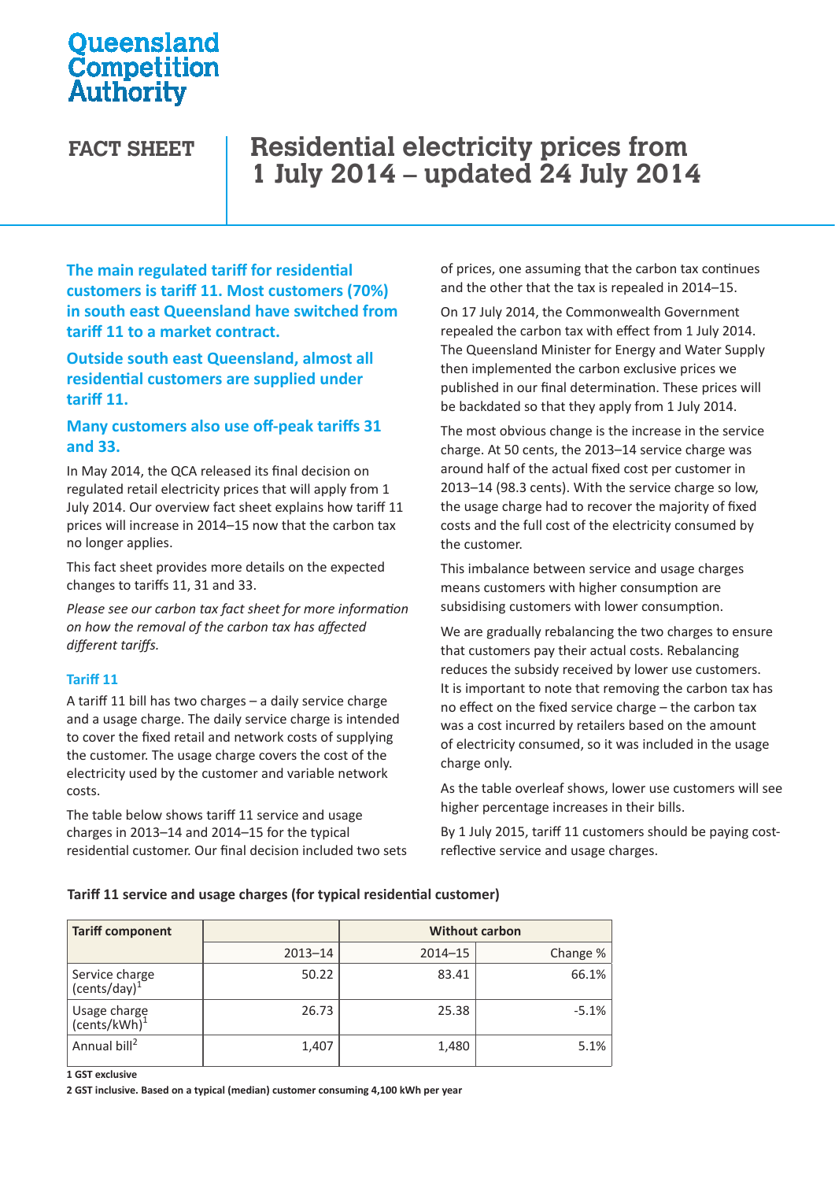Queensland Competition Authority

**FACT SHEET**

# Residential electricity prices from 1 July 2014 – updated 24 July 2014

**The main regulated tariff for residential customers is tariff 11. Most customers (70%) in south east Queensland have switched from tariff 11 to a market contract.**

**Outside south east Queensland, almost all residential customers are supplied under tariff 11.**

**Many customers also use off-peak tariffs 31 and 33.**

In May 2014, the QCA released its final decision on regulated retail electricity prices that will apply from 1 July 2014. Our overview fact sheet explains how tariff 11 prices will increase in 2014–15 now that the carbon tax no longer applies.

This fact sheet provides more details on the expected changes to tariffs 11, 31 and 33.

*Please see our carbon tax fact sheet for more information on how the removal of the carbon tax has affected different tariffs.*

## Tariff 11

A tariff 11 bill has two charges – a daily service charge and a usage charge. The daily service charge is intended to cover the fixed retail and network costs of supplying the customer. The usage charge covers the cost of the electricity used by the customer and variable network costs.

The table below shows tariff 11 service and usage charges in 2013–14 and 2014–15 for the typical residential customer. Our final decision included two sets of prices, one assuming that the carbon tax continues and the other that the tax is repealed in 2014–15.

On 17 July 2014, the Commonwealth Government repealed the carbon tax with effect from 1 July 2014. The Queensland Minister for Energy and Water Supply then implemented the carbon exclusive prices we published in our final determination. These prices will be backdated so that they apply from 1 July 2014.

The most obvious change is the increase in the service charge. At 50 cents, the 2013–14 service charge was around half of the actual fixed cost per customer in 2013–14 (98.3 cents). With the service charge so low, the usage charge had to recover the majority of fixed costs and the full cost of the electricity consumed by the customer.

This imbalance between service and usage charges means customers with higher consumption are subsidising customers with lower consumption.

We are gradually rebalancing the two charges to ensure that customers pay their actual costs. Rebalancing reduces the subsidy received by lower use customers. It is important to note that removing the carbon tax has no effect on the fixed service charge – the carbon tax was a cost incurred by retailers based on the amount of electricity consumed, so it was included in the usage charge only.

As the table overleaf shows, lower use customers will see higher percentage increases in their bills.

By 1 July 2015, tariff 11 customers should be paying cost-reflective service and usage charges.

**Tariff 11 service and usage charges (for typical residential customer)**

| Tariff component | | Without carbon | |
|---|---|---|---|
| | 2013–14 | 2014–15 | Change % |
| Service charge (cents/day)[1] | 50.22 | 83.41 | 66.1% |
| Usage charge (cents/kWh)[1] | 26.73 | 25.38 | -5.1% |
| Annual bill[2] | 1,407 | 1,480 | 5.1% |

**1 GST exclusive**

**2 GST inclusive. Based on a typical (median) customer consuming 4,100 kWh per year**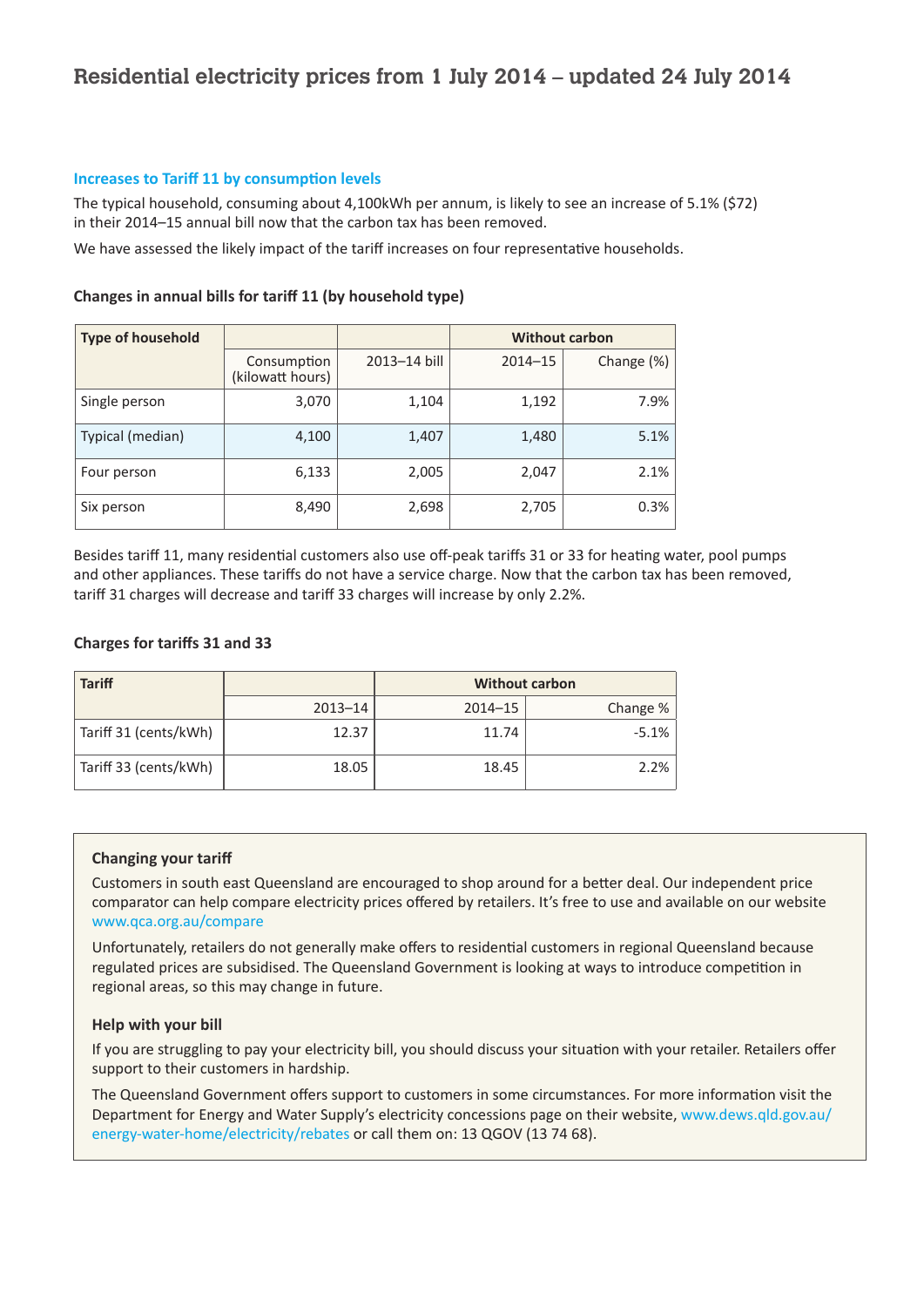# Residential electricity prices from 1 July 2014 – updated 24 July 2014

## Increases to Tariff 11 by consumption levels

The typical household, consuming about 4,100kWh per annum, is likely to see an increase of 5.1% ($72) in their 2014–15 annual bill now that the carbon tax has been removed.

We have assessed the likely impact of the tariff increases on four representative households.

**Changes in annual bills for tariff 11 (by household type)**

| Type of household | | | Without carbon | |
|---|---|---|---|---|
| | Consumption (kilowatt hours) | 2013–14 bill | 2014–15 | Change (%) |
| Single person | 3,070 | 1,104 | 1,192 | 7.9% |
| Typical (median) | 4,100 | 1,407 | 1,480 | 5.1% |
| Four person | 6,133 | 2,005 | 2,047 | 2.1% |
| Six person | 8,490 | 2,698 | 2,705 | 0.3% |

Besides tariff 11, many residential customers also use off-peak tariffs 31 or 33 for heating water, pool pumps and other appliances. These tariffs do not have a service charge. Now that the carbon tax has been removed, tariff 31 charges will decrease and tariff 33 charges will increase by only 2.2%.

**Charges for tariffs 31 and 33**

| Tariff | | Without carbon | |
|---|---|---|---|
| | 2013–14 | 2014–15 | Change % |
| Tariff 31 (cents/kWh) | 12.37 | 11.74 | -5.1% |
| Tariff 33 (cents/kWh) | 18.05 | 18.45 | 2.2% |

### Changing your tariff

Customers in south east Queensland are encouraged to shop around for a better deal. Our independent price comparator can help compare electricity prices offered by retailers. It's free to use and available on our website www.qca.org.au/compare

Unfortunately, retailers do not generally make offers to residential customers in regional Queensland because regulated prices are subsidised. The Queensland Government is looking at ways to introduce competition in regional areas, so this may change in future.

### Help with your bill

If you are struggling to pay your electricity bill, you should discuss your situation with your retailer. Retailers offer support to their customers in hardship.

The Queensland Government offers support to customers in some circumstances. For more information visit the Department for Energy and Water Supply's electricity concessions page on their website, www.dews.qld.gov.au/energy-water-home/electricity/rebates or call them on: 13 QGOV (13 74 68).